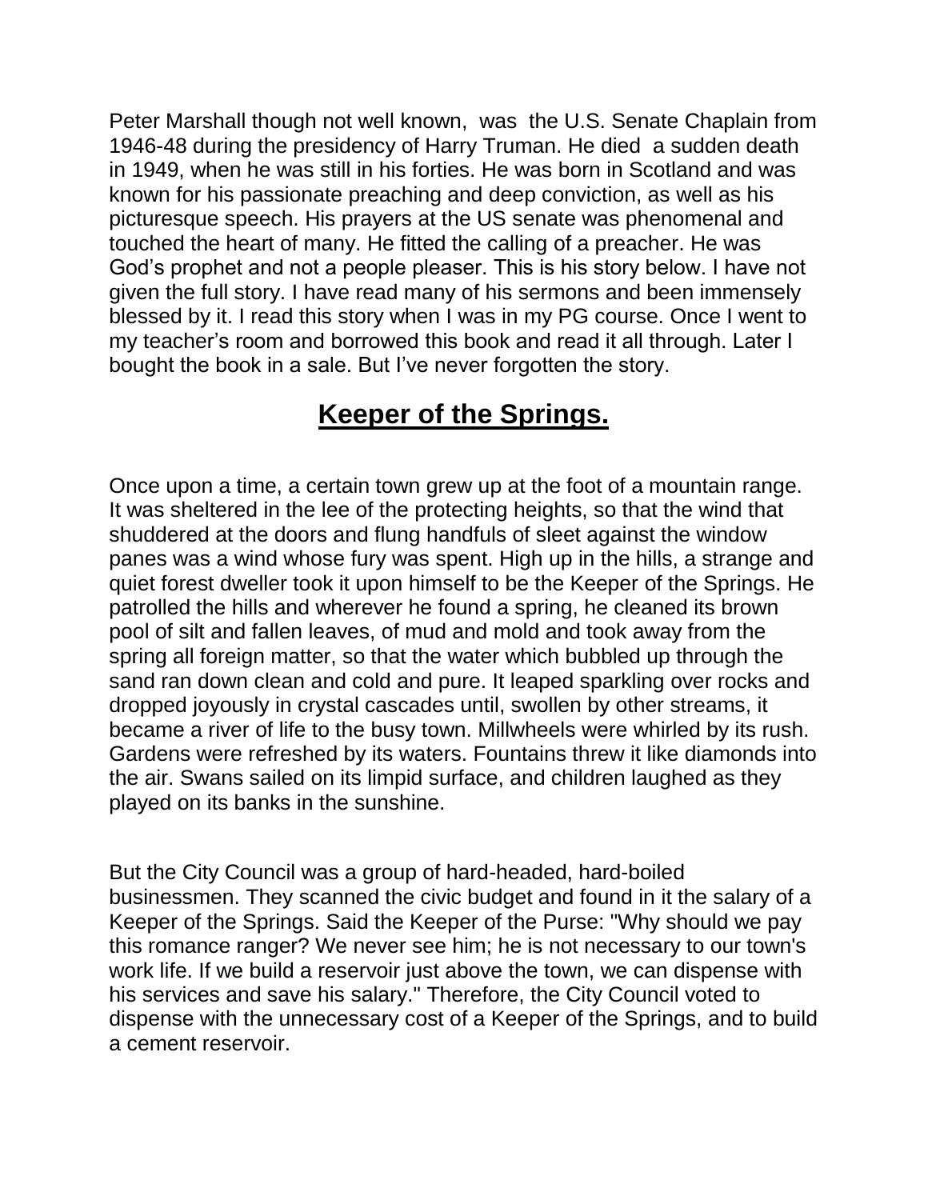Peter Marshall though not well known, was the U.S. Senate Chaplain from 1946-48 during the presidency of Harry Truman. He died a sudden death in 1949, when he was still in his forties. He was born in Scotland and was known for his passionate preaching and deep conviction, as well as his picturesque speech. His prayers at the US senate was phenomenal and touched the heart of many. He fitted the calling of a preacher. He was God's prophet and not a people pleaser. This is his story below. I have not given the full story. I have read many of his sermons and been immensely blessed by it. I read this story when I was in my PG course. Once I went to my teacher's room and borrowed this book and read it all through. Later I bought the book in a sale. But I've never forgotten the story.

# Keeper of the Springs.

Once upon a time, a certain town grew up at the foot of a mountain range. It was sheltered in the lee of the protecting heights, so that the wind that shuddered at the doors and flung handfuls of sleet against the window panes was a wind whose fury was spent. High up in the hills, a strange and quiet forest dweller took it upon himself to be the Keeper of the Springs. He patrolled the hills and wherever he found a spring, he cleaned its brown pool of silt and fallen leaves, of mud and mold and took away from the spring all foreign matter, so that the water which bubbled up through the sand ran down clean and cold and pure. It leaped sparkling over rocks and dropped joyously in crystal cascades until, swollen by other streams, it became a river of life to the busy town. Millwheels were whirled by its rush. Gardens were refreshed by its waters. Fountains threw it like diamonds into the air. Swans sailed on its limpid surface, and children laughed as they played on its banks in the sunshine.

But the City Council was a group of hard-headed, hard-boiled businessmen. They scanned the civic budget and found in it the salary of a Keeper of the Springs. Said the Keeper of the Purse: "Why should we pay this romance ranger? We never see him; he is not necessary to our town's work life. If we build a reservoir just above the town, we can dispense with his services and save his salary." Therefore, the City Council voted to dispense with the unnecessary cost of a Keeper of the Springs, and to build a cement reservoir.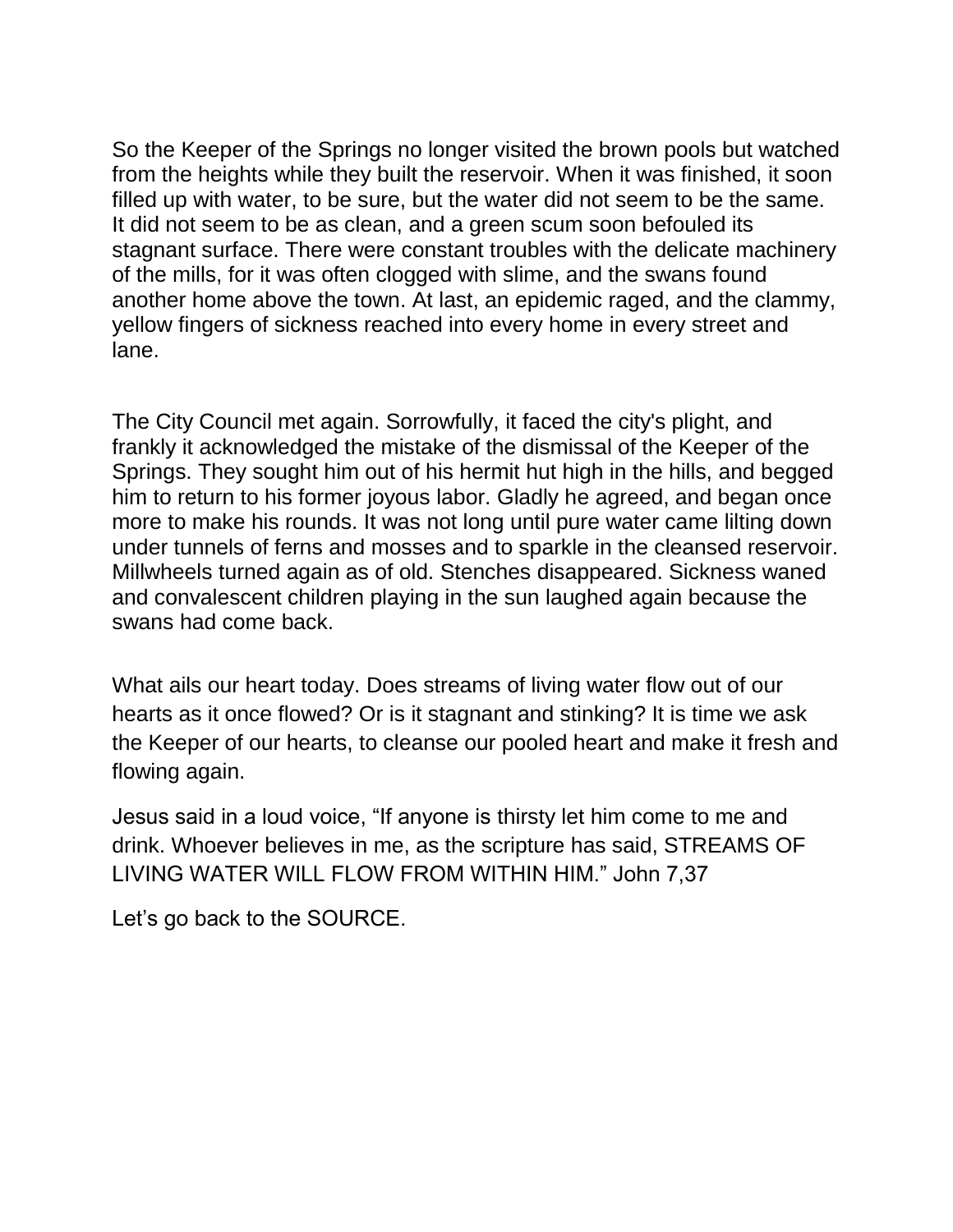So the Keeper of the Springs no longer visited the brown pools but watched from the heights while they built the reservoir. When it was finished, it soon filled up with water, to be sure, but the water did not seem to be the same. It did not seem to be as clean, and a green scum soon befouled its stagnant surface. There were constant troubles with the delicate machinery of the mills, for it was often clogged with slime, and the swans found another home above the town. At last, an epidemic raged, and the clammy, yellow fingers of sickness reached into every home in every street and lane.

The City Council met again. Sorrowfully, it faced the city's plight, and frankly it acknowledged the mistake of the dismissal of the Keeper of the Springs. They sought him out of his hermit hut high in the hills, and begged him to return to his former joyous labor. Gladly he agreed, and began once more to make his rounds. It was not long until pure water came lilting down under tunnels of ferns and mosses and to sparkle in the cleansed reservoir. Millwheels turned again as of old. Stenches disappeared. Sickness waned and convalescent children playing in the sun laughed again because the swans had come back.

What ails our heart today. Does streams of living water flow out of our hearts as it once flowed? Or is it stagnant and stinking? It is time we ask the Keeper of our hearts, to cleanse our pooled heart and make it fresh and flowing again.

Jesus said in a loud voice, “If anyone is thirsty let him come to me and drink. Whoever believes in me, as the scripture has said, STREAMS OF LIVING WATER WILL FLOW FROM WITHIN HIM.” John 7,37

Let’s go back to the SOURCE.